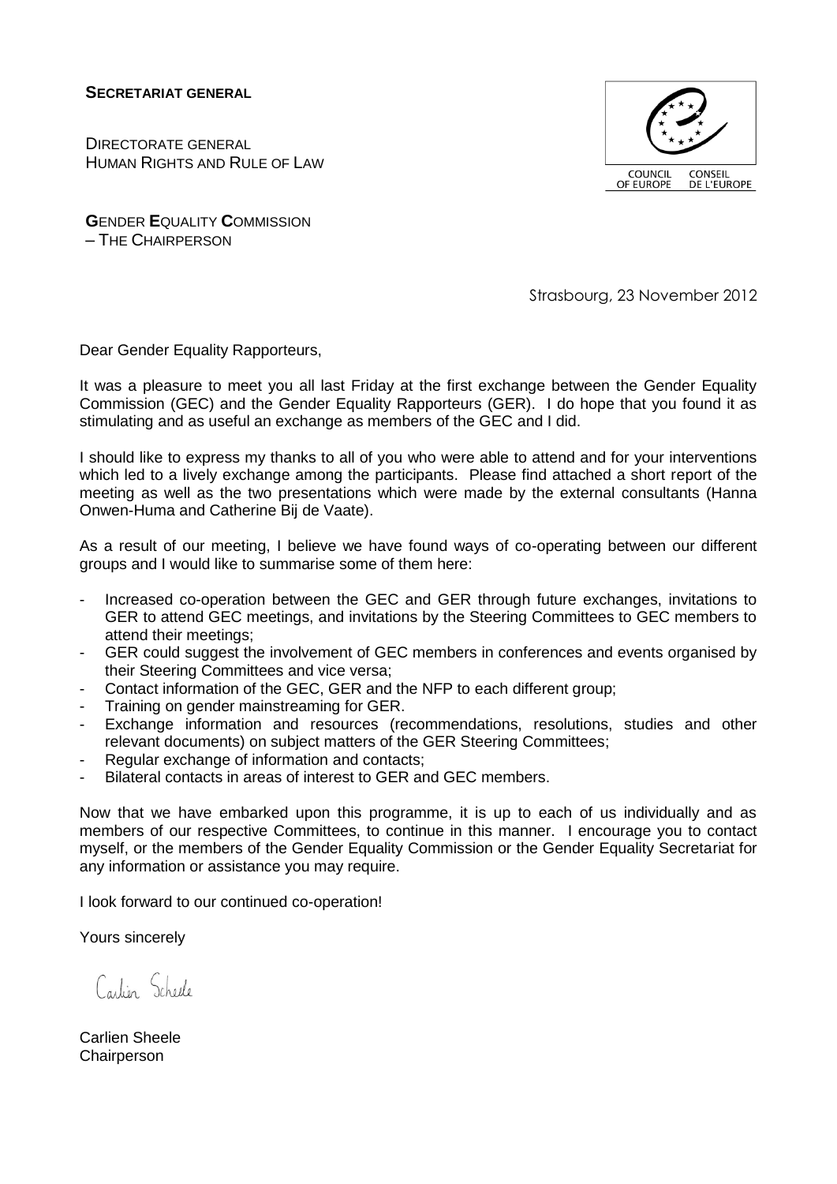**SECRETARIAT GENERAL**

DIRECTORATE GENERAL
HUMAN RIGHTS AND RULE OF LAW

**G**ENDER **E**QUALITY **C**OMMISSION
– THE CHAIRPERSON

COUNCIL OF EUROPE CONSEIL DE L'EUROPE

Strasbourg, 23 November 2012

Dear Gender Equality Rapporteurs,

It was a pleasure to meet you all last Friday at the first exchange between the Gender Equality Commission (GEC) and the Gender Equality Rapporteurs (GER). I do hope that you found it as stimulating and as useful an exchange as members of the GEC and I did.

I should like to express my thanks to all of you who were able to attend and for your interventions which led to a lively exchange among the participants. Please find attached a short report of the meeting as well as the two presentations which were made by the external consultants (Hanna Onwen-Huma and Catherine Bij de Vaate).

As a result of our meeting, I believe we have found ways of co-operating between our different groups and I would like to summarise some of them here:

- Increased co-operation between the GEC and GER through future exchanges, invitations to GER to attend GEC meetings, and invitations by the Steering Committees to GEC members to attend their meetings;
- GER could suggest the involvement of GEC members in conferences and events organised by their Steering Committees and vice versa;
- Contact information of the GEC, GER and the NFP to each different group;
- Training on gender mainstreaming for GER.
- Exchange information and resources (recommendations, resolutions, studies and other relevant documents) on subject matters of the GER Steering Committees;
- Regular exchange of information and contacts;
- Bilateral contacts in areas of interest to GER and GEC members.

Now that we have embarked upon this programme, it is up to each of us individually and as members of our respective Committees, to continue in this manner. I encourage you to contact myself, or the members of the Gender Equality Commission or the Gender Equality Secretariat for any information or assistance you may require.

I look forward to our continued co-operation!

Yours sincerely

Carlien Scheele

Carlien Sheele
Chairperson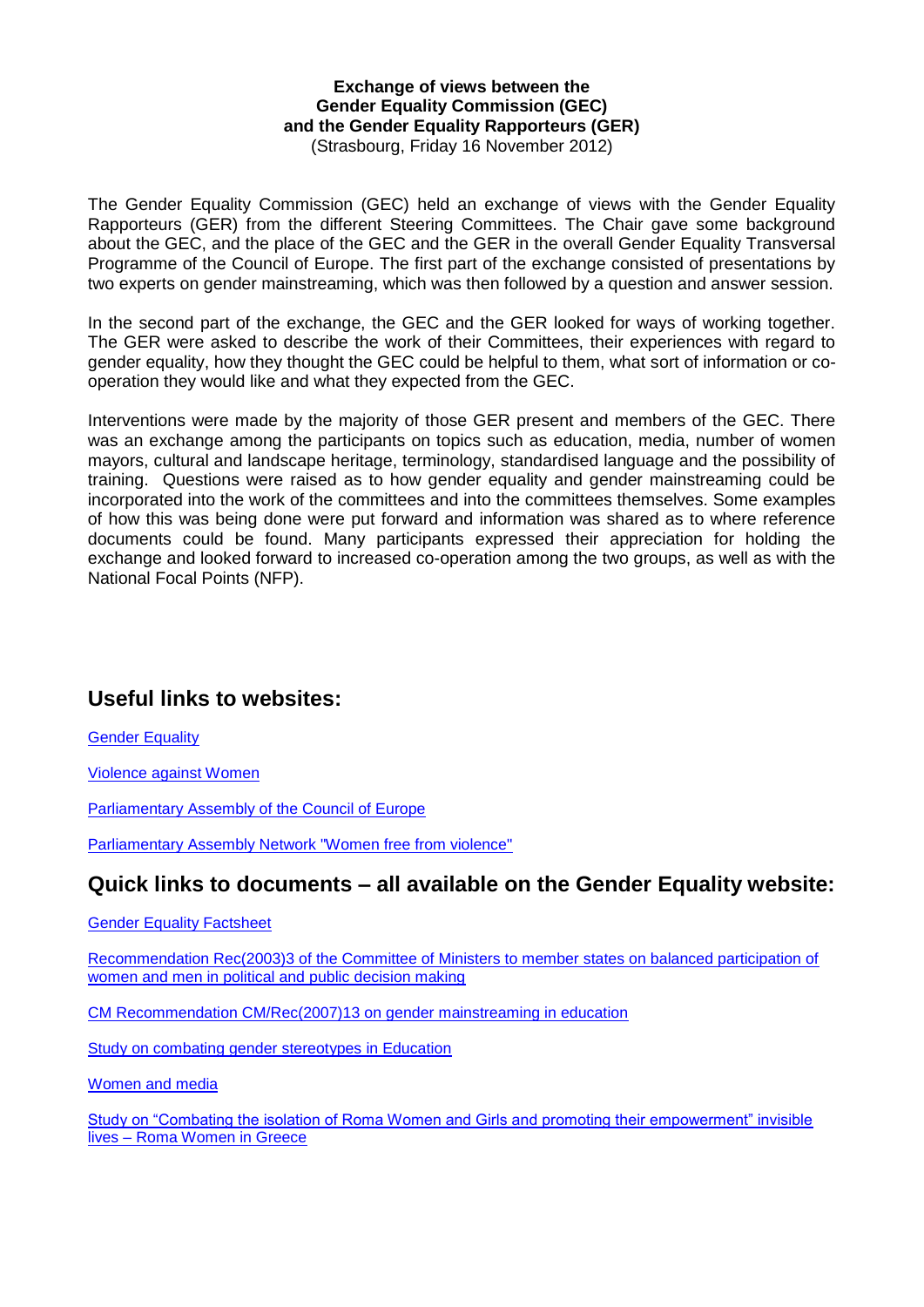**Exchange of views between the Gender Equality Commission (GEC) and the Gender Equality Rapporteurs (GER)**
(Strasbourg, Friday 16 November 2012)

The Gender Equality Commission (GEC) held an exchange of views with the Gender Equality Rapporteurs (GER) from the different Steering Committees. The Chair gave some background about the GEC, and the place of the GEC and the GER in the overall Gender Equality Transversal Programme of the Council of Europe. The first part of the exchange consisted of presentations by two experts on gender mainstreaming, which was then followed by a question and answer session.

In the second part of the exchange, the GEC and the GER looked for ways of working together. The GER were asked to describe the work of their Committees, their experiences with regard to gender equality, how they thought the GEC could be helpful to them, what sort of information or co-operation they would like and what they expected from the GEC.

Interventions were made by the majority of those GER present and members of the GEC. There was an exchange among the participants on topics such as education, media, number of women mayors, cultural and landscape heritage, terminology, standardised language and the possibility of training. Questions were raised as to how gender equality and gender mainstreaming could be incorporated into the work of the committees and into the committees themselves. Some examples of how this was being done were put forward and information was shared as to where reference documents could be found. Many participants expressed their appreciation for holding the exchange and looked forward to increased co-operation among the two groups, as well as with the National Focal Points (NFP).

## Useful links to websites:

Gender Equality

Violence against Women

Parliamentary Assembly of the Council of Europe

Parliamentary Assembly Network "Women free from violence"

## Quick links to documents – all available on the Gender Equality website:

Gender Equality Factsheet

Recommendation Rec(2003)3 of the Committee of Ministers to member states on balanced participation of women and men in political and public decision making

CM Recommendation CM/Rec(2007)13 on gender mainstreaming in education

Study on combating gender stereotypes in Education

Women and media

Study on "Combating the isolation of Roma Women and Girls and promoting their empowerment" invisible lives – Roma Women in Greece